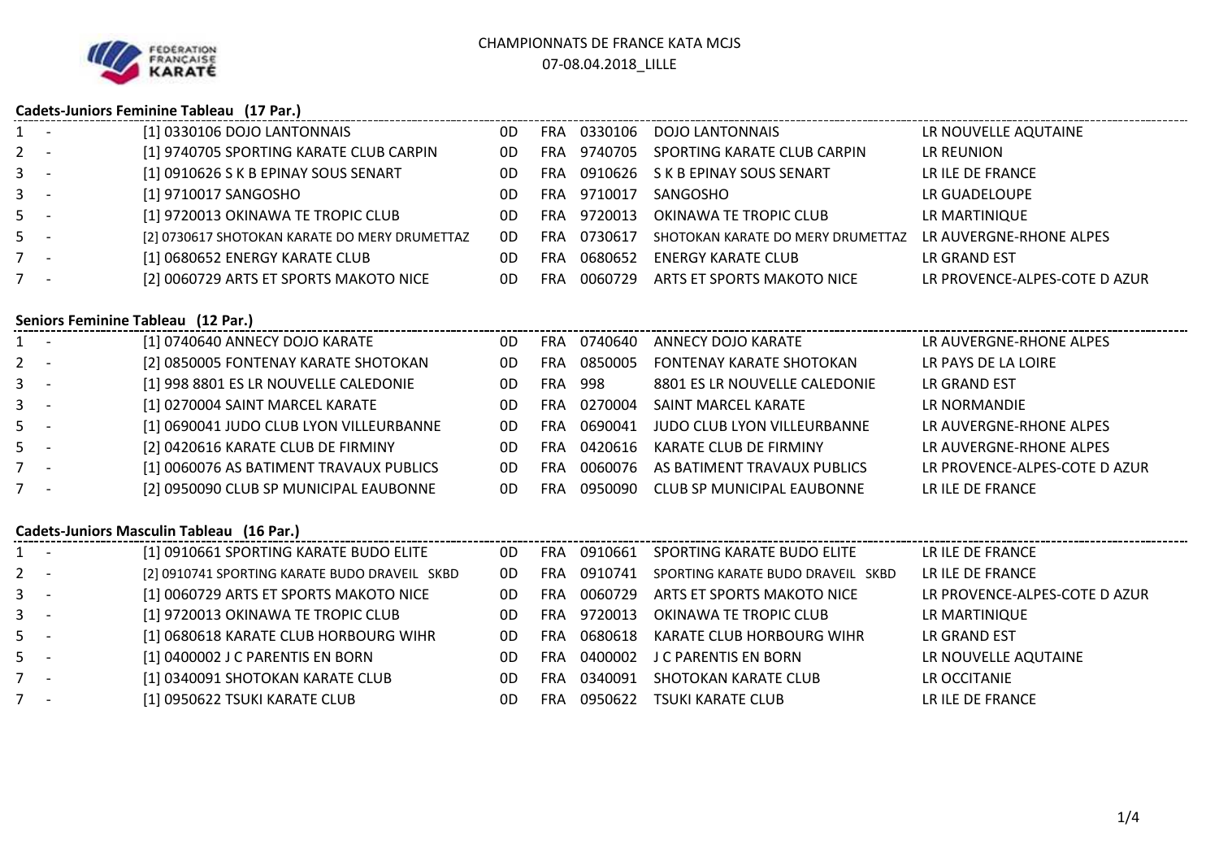# CHAMPIONNATS DE FRANCE KATA MCJS

07-08.04.2018_LILLE

## Cadets-Juniors Feminine Tableau (17 Par.)

| Place | | Équipe | Grade | Nat. | N° | Club | Ligue |
|---|---|---|---|---|---|---|---|
| 1 | - | [1] 0330106 DOJO LANTONNAIS | 0D | FRA | 0330106 | DOJO LANTONNAIS | LR NOUVELLE AQUTAINE |
| 2 | - | [1] 9740705 SPORTING KARATE CLUB CARPIN | 0D | FRA | 9740705 | SPORTING KARATE CLUB CARPIN | LR REUNION |
| 3 | - | [1] 0910626 S K B EPINAY SOUS SENART | 0D | FRA | 0910626 | S K B EPINAY SOUS SENART | LR ILE DE FRANCE |
| 3 | - | [1] 9710017 SANGOSHO | 0D | FRA | 9710017 | SANGOSHO | LR GUADELOUPE |
| 5 | - | [1] 9720013 OKINAWA TE TROPIC CLUB | 0D | FRA | 9720013 | OKINAWA TE TROPIC CLUB | LR MARTINIQUE |
| 5 | - | [2] 0730617 SHOTOKAN KARATE DO MERY DRUMETTAZ | 0D | FRA | 0730617 | SHOTOKAN KARATE DO MERY DRUMETTAZ | LR AUVERGNE-RHONE ALPES |
| 7 | - | [1] 0680652 ENERGY KARATE CLUB | 0D | FRA | 0680652 | ENERGY KARATE CLUB | LR GRAND EST |
| 7 | - | [2] 0060729 ARTS ET SPORTS MAKOTO NICE | 0D | FRA | 0060729 | ARTS ET SPORTS MAKOTO NICE | LR PROVENCE-ALPES-COTE D AZUR |

## Seniors Feminine Tableau (12 Par.)

| Place | | Équipe | Grade | Nat. | N° | Club | Ligue |
|---|---|---|---|---|---|---|---|
| 1 | - | [1] 0740640 ANNECY DOJO KARATE | 0D | FRA | 0740640 | ANNECY DOJO KARATE | LR AUVERGNE-RHONE ALPES |
| 2 | - | [2] 0850005 FONTENAY KARATE SHOTOKAN | 0D | FRA | 0850005 | FONTENAY KARATE SHOTOKAN | LR PAYS DE LA LOIRE |
| 3 | - | [1] 998 8801 ES LR NOUVELLE CALEDONIE | 0D | FRA | 998 | 8801 ES LR NOUVELLE CALEDONIE | LR GRAND EST |
| 3 | - | [1] 0270004 SAINT MARCEL KARATE | 0D | FRA | 0270004 | SAINT MARCEL KARATE | LR NORMANDIE |
| 5 | - | [1] 0690041 JUDO CLUB LYON VILLEURBANNE | 0D | FRA | 0690041 | JUDO CLUB LYON VILLEURBANNE | LR AUVERGNE-RHONE ALPES |
| 5 | - | [2] 0420616 KARATE CLUB DE FIRMINY | 0D | FRA | 0420616 | KARATE CLUB DE FIRMINY | LR AUVERGNE-RHONE ALPES |
| 7 | - | [1] 0060076 AS BATIMENT TRAVAUX PUBLICS | 0D | FRA | 0060076 | AS BATIMENT TRAVAUX PUBLICS | LR PROVENCE-ALPES-COTE D AZUR |
| 7 | - | [2] 0950090 CLUB SP MUNICIPAL EAUBONNE | 0D | FRA | 0950090 | CLUB SP MUNICIPAL EAUBONNE | LR ILE DE FRANCE |

## Cadets-Juniors Masculin Tableau (16 Par.)

| Place | | Équipe | Grade | Nat. | N° | Club | Ligue |
|---|---|---|---|---|---|---|---|
| 1 | - | [1] 0910661 SPORTING KARATE BUDO ELITE | 0D | FRA | 0910661 | SPORTING KARATE BUDO ELITE | LR ILE DE FRANCE |
| 2 | - | [2] 0910741 SPORTING KARATE BUDO DRAVEIL SKBD | 0D | FRA | 0910741 | SPORTING KARATE BUDO DRAVEIL SKBD | LR ILE DE FRANCE |
| 3 | - | [1] 0060729 ARTS ET SPORTS MAKOTO NICE | 0D | FRA | 0060729 | ARTS ET SPORTS MAKOTO NICE | LR PROVENCE-ALPES-COTE D AZUR |
| 3 | - | [1] 9720013 OKINAWA TE TROPIC CLUB | 0D | FRA | 9720013 | OKINAWA TE TROPIC CLUB | LR MARTINIQUE |
| 5 | - | [1] 0680618 KARATE CLUB HORBOURG WIHR | 0D | FRA | 0680618 | KARATE CLUB HORBOURG WIHR | LR GRAND EST |
| 5 | - | [1] 0400002 J C PARENTIS EN BORN | 0D | FRA | 0400002 | J C PARENTIS EN BORN | LR NOUVELLE AQUTAINE |
| 7 | - | [1] 0340091 SHOTOKAN KARATE CLUB | 0D | FRA | 0340091 | SHOTOKAN KARATE CLUB | LR OCCITANIE |
| 7 | - | [1] 0950622 TSUKI KARATE CLUB | 0D | FRA | 0950622 | TSUKI KARATE CLUB | LR ILE DE FRANCE |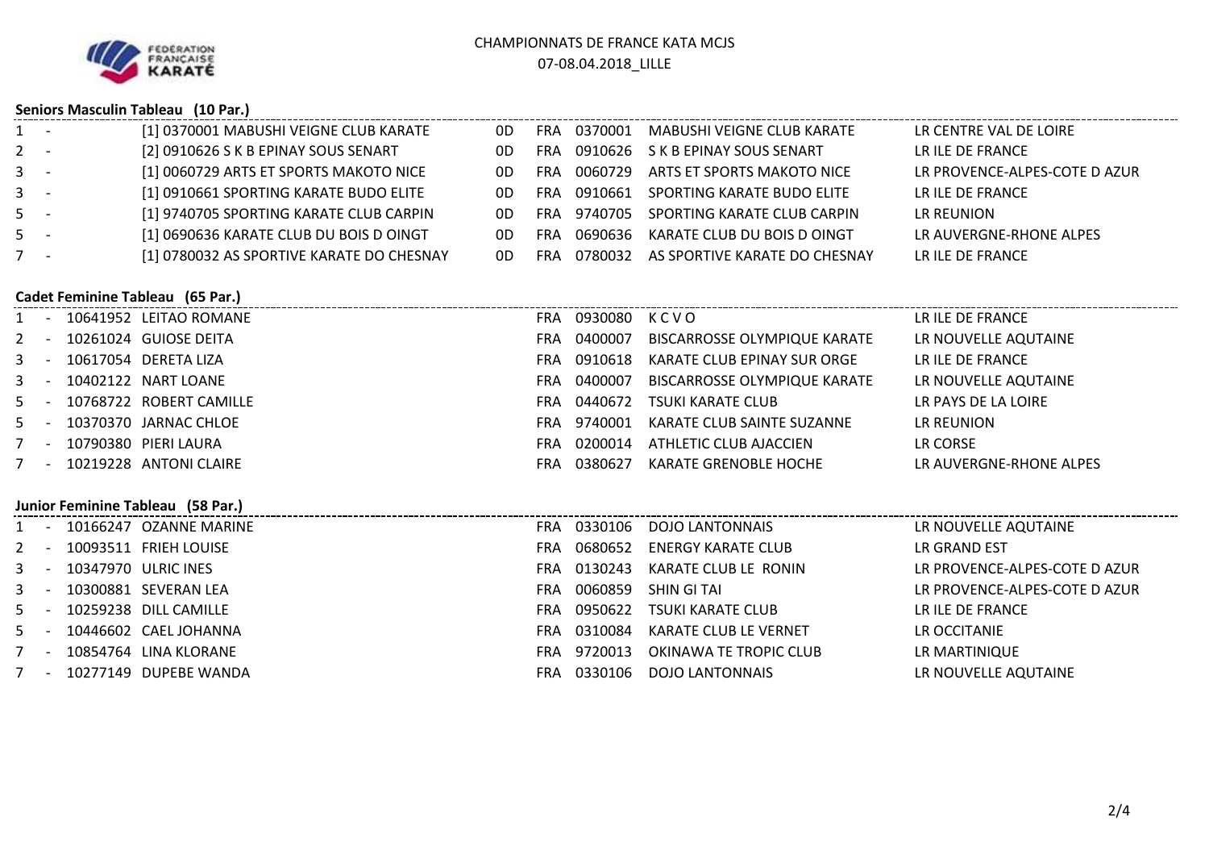FÉDÉRATION FRANÇAISE KARATÉ

CHAMPIONNATS DE FRANCE KATA MCJS
07-08.04.2018_LILLE

### Seniors Masculin Tableau (10 Par.)

| Rang | | Participant | | | Code | Club | Ligue |
|---|---|---|---|---|---|---|---|
| 1 | - | [1] 0370001 MABUSHI VEIGNE CLUB KARATE | 0D | FRA | 0370001 | MABUSHI VEIGNE CLUB KARATE | LR CENTRE VAL DE LOIRE |
| 2 | - | [2] 0910626 S K B EPINAY SOUS SENART | 0D | FRA | 0910626 | S K B EPINAY SOUS SENART | LR ILE DE FRANCE |
| 3 | - | [1] 0060729 ARTS ET SPORTS MAKOTO NICE | 0D | FRA | 0060729 | ARTS ET SPORTS MAKOTO NICE | LR PROVENCE-ALPES-COTE D AZUR |
| 3 | - | [1] 0910661 SPORTING KARATE BUDO ELITE | 0D | FRA | 0910661 | SPORTING KARATE BUDO ELITE | LR ILE DE FRANCE |
| 5 | - | [1] 9740705 SPORTING KARATE CLUB CARPIN | 0D | FRA | 9740705 | SPORTING KARATE CLUB CARPIN | LR REUNION |
| 5 | - | [1] 0690636 KARATE CLUB DU BOIS D OINGT | 0D | FRA | 0690636 | KARATE CLUB DU BOIS D OINGT | LR AUVERGNE-RHONE ALPES |
| 7 | - | [1] 0780032 AS SPORTIVE KARATE DO CHESNAY | 0D | FRA | 0780032 | AS SPORTIVE KARATE DO CHESNAY | LR ILE DE FRANCE |

### Cadet Feminine Tableau (65 Par.)

| Rang | | Licence | Nom | | Code | Club | Ligue |
|---|---|---|---|---|---|---|---|
| 1 | - | 10641952 | LEITAO ROMANE | FRA | 0930080 | K C V O | LR ILE DE FRANCE |
| 2 | - | 10261024 | GUIOSE DEITA | FRA | 0400007 | BISCARROSSE OLYMPIQUE KARATE | LR NOUVELLE AQUTAINE |
| 3 | - | 10617054 | DERETA LIZA | FRA | 0910618 | KARATE CLUB EPINAY SUR ORGE | LR ILE DE FRANCE |
| 3 | - | 10402122 | NART LOANE | FRA | 0400007 | BISCARROSSE OLYMPIQUE KARATE | LR NOUVELLE AQUTAINE |
| 5 | - | 10768722 | ROBERT CAMILLE | FRA | 0440672 | TSUKI KARATE CLUB | LR PAYS DE LA LOIRE |
| 5 | - | 10370370 | JARNAC CHLOE | FRA | 9740001 | KARATE CLUB SAINTE SUZANNE | LR REUNION |
| 7 | - | 10790380 | PIERI LAURA | FRA | 0200014 | ATHLETIC CLUB AJACCIEN | LR CORSE |
| 7 | - | 10219228 | ANTONI CLAIRE | FRA | 0380627 | KARATE GRENOBLE HOCHE | LR AUVERGNE-RHONE ALPES |

### Junior Feminine Tableau (58 Par.)

| Rang | | Licence | Nom | | Code | Club | Ligue |
|---|---|---|---|---|---|---|---|
| 1 | - | 10166247 | OZANNE MARINE | FRA | 0330106 | DOJO LANTONNAIS | LR NOUVELLE AQUTAINE |
| 2 | - | 10093511 | FRIEH LOUISE | FRA | 0680652 | ENERGY KARATE CLUB | LR GRAND EST |
| 3 | - | 10347970 | ULRIC INES | FRA | 0130243 | KARATE CLUB LE RONIN | LR PROVENCE-ALPES-COTE D AZUR |
| 3 | - | 10300881 | SEVERAN LEA | FRA | 0060859 | SHIN GI TAI | LR PROVENCE-ALPES-COTE D AZUR |
| 5 | - | 10259238 | DILL CAMILLE | FRA | 0950622 | TSUKI KARATE CLUB | LR ILE DE FRANCE |
| 5 | - | 10446602 | CAEL JOHANNA | FRA | 0310084 | KARATE CLUB LE VERNET | LR OCCITANIE |
| 7 | - | 10854764 | LINA KLORANE | FRA | 9720013 | OKINAWA TE TROPIC CLUB | LR MARTINIQUE |
| 7 | - | 10277149 | DUPEBE WANDA | FRA | 0330106 | DOJO LANTONNAIS | LR NOUVELLE AQUTAINE |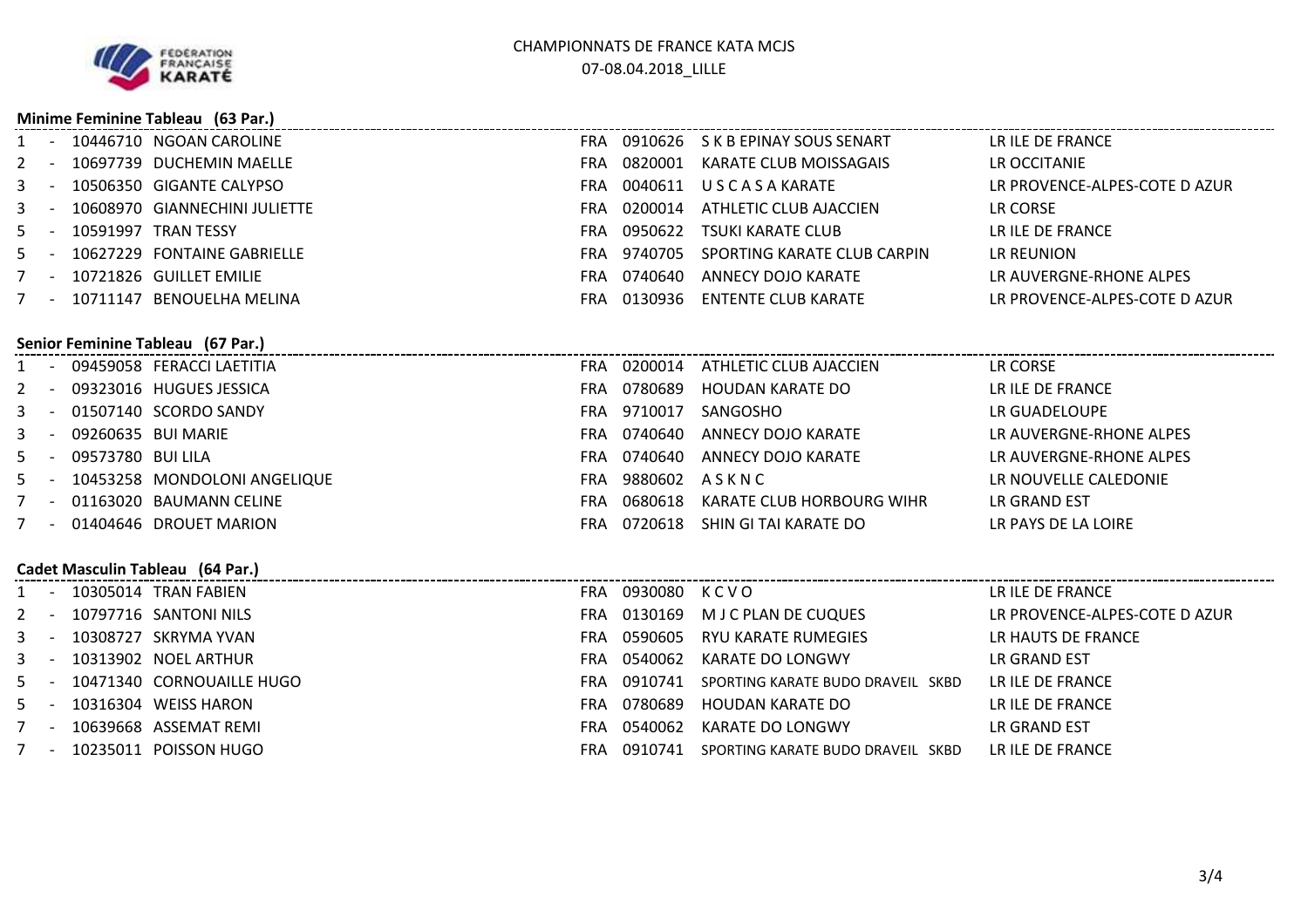CHAMPIONNATS DE FRANCE KATA MCJS
07-08.04.2018_LILLE

### Minime Feminine Tableau (63 Par.)

| | | | | | | | |
|---|---|---|---|---|---|---|---|
| 1 | - | 10446710 | NGOAN CAROLINE | FRA | 0910626 | S K B EPINAY SOUS SENART | LR ILE DE FRANCE |
| 2 | - | 10697739 | DUCHEMIN MAELLE | FRA | 0820001 | KARATE CLUB MOISSAGAIS | LR OCCITANIE |
| 3 | - | 10506350 | GIGANTE CALYPSO | FRA | 0040611 | U S C A S A KARATE | LR PROVENCE-ALPES-COTE D AZUR |
| 3 | - | 10608970 | GIANNECHINI JULIETTE | FRA | 0200014 | ATHLETIC CLUB AJACCIEN | LR CORSE |
| 5 | - | 10591997 | TRAN TESSY | FRA | 0950622 | TSUKI KARATE CLUB | LR ILE DE FRANCE |
| 5 | - | 10627229 | FONTAINE GABRIELLE | FRA | 9740705 | SPORTING KARATE CLUB CARPIN | LR REUNION |
| 7 | - | 10721826 | GUILLET EMILIE | FRA | 0740640 | ANNECY DOJO KARATE | LR AUVERGNE-RHONE ALPES |
| 7 | - | 10711147 | BENOUELHA MELINA | FRA | 0130936 | ENTENTE CLUB KARATE | LR PROVENCE-ALPES-COTE D AZUR |

### Senior Feminine Tableau (67 Par.)

| | | | | | | | |
|---|---|---|---|---|---|---|---|
| 1 | - | 09459058 | FERACCI LAETITIA | FRA | 0200014 | ATHLETIC CLUB AJACCIEN | LR CORSE |
| 2 | - | 09323016 | HUGUES JESSICA | FRA | 0780689 | HOUDAN KARATE DO | LR ILE DE FRANCE |
| 3 | - | 01507140 | SCORDO SANDY | FRA | 9710017 | SANGOSHO | LR GUADELOUPE |
| 3 | - | 09260635 | BUI MARIE | FRA | 0740640 | ANNECY DOJO KARATE | LR AUVERGNE-RHONE ALPES |
| 5 | - | 09573780 | BUI LILA | FRA | 0740640 | ANNECY DOJO KARATE | LR AUVERGNE-RHONE ALPES |
| 5 | - | 10453258 | MONDOLONI ANGELIQUE | FRA | 9880602 | A S K N C | LR NOUVELLE CALEDONIE |
| 7 | - | 01163020 | BAUMANN CELINE | FRA | 0680618 | KARATE CLUB HORBOURG WIHR | LR GRAND EST |
| 7 | - | 01404646 | DROUET MARION | FRA | 0720618 | SHIN GI TAI KARATE DO | LR PAYS DE LA LOIRE |

### Cadet Masculin Tableau (64 Par.)

| | | | | | | | |
|---|---|---|---|---|---|---|---|
| 1 | - | 10305014 | TRAN FABIEN | FRA | 0930080 | K C V O | LR ILE DE FRANCE |
| 2 | - | 10797716 | SANTONI NILS | FRA | 0130169 | M J C PLAN DE CUQUES | LR PROVENCE-ALPES-COTE D AZUR |
| 3 | - | 10308727 | SKRYMA YVAN | FRA | 0590605 | RYU KARATE RUMEGIES | LR HAUTS DE FRANCE |
| 3 | - | 10313902 | NOEL ARTHUR | FRA | 0540062 | KARATE DO LONGWY | LR GRAND EST |
| 5 | - | 10471340 | CORNOUAILLE HUGO | FRA | 0910741 | SPORTING KARATE BUDO DRAVEIL SKBD | LR ILE DE FRANCE |
| 5 | - | 10316304 | WEISS HARON | FRA | 0780689 | HOUDAN KARATE DO | LR ILE DE FRANCE |
| 7 | - | 10639668 | ASSEMAT REMI | FRA | 0540062 | KARATE DO LONGWY | LR GRAND EST |
| 7 | - | 10235011 | POISSON HUGO | FRA | 0910741 | SPORTING KARATE BUDO DRAVEIL SKBD | LR ILE DE FRANCE |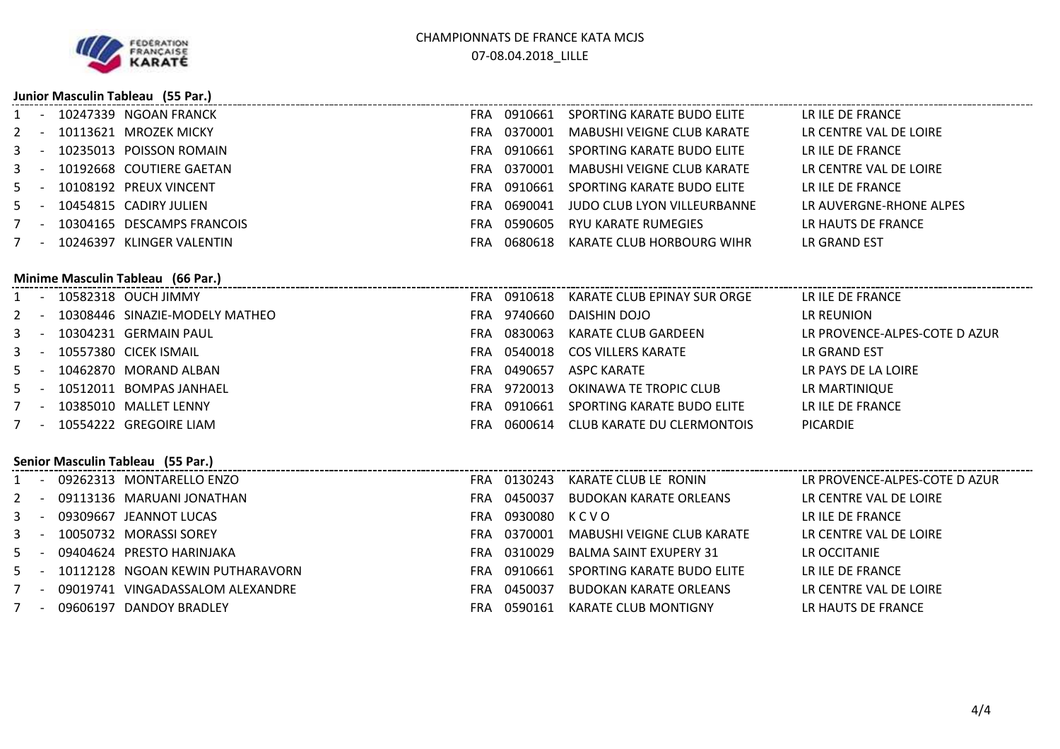CHAMPIONNATS DE FRANCE KATA MCJS
07-08.04.2018_LILLE

### Junior Masculin Tableau (55 Par.)

| | | | | | | | |
|---|---|---|---|---|---|---|---|
| 1 | - | 10247339 | NGOAN FRANCK | FRA | 0910661 | SPORTING KARATE BUDO ELITE | LR ILE DE FRANCE |
| 2 | - | 10113621 | MROZEK MICKY | FRA | 0370001 | MABUSHI VEIGNE CLUB KARATE | LR CENTRE VAL DE LOIRE |
| 3 | - | 10235013 | POISSON ROMAIN | FRA | 0910661 | SPORTING KARATE BUDO ELITE | LR ILE DE FRANCE |
| 3 | - | 10192668 | COUTIERE GAETAN | FRA | 0370001 | MABUSHI VEIGNE CLUB KARATE | LR CENTRE VAL DE LOIRE |
| 5 | - | 10108192 | PREUX VINCENT | FRA | 0910661 | SPORTING KARATE BUDO ELITE | LR ILE DE FRANCE |
| 5 | - | 10454815 | CADIRY JULIEN | FRA | 0690041 | JUDO CLUB LYON VILLEURBANNE | LR AUVERGNE-RHONE ALPES |
| 7 | - | 10304165 | DESCAMPS FRANCOIS | FRA | 0590605 | RYU KARATE RUMEGIES | LR HAUTS DE FRANCE |
| 7 | - | 10246397 | KLINGER VALENTIN | FRA | 0680618 | KARATE CLUB HORBOURG WIHR | LR GRAND EST |

### Minime Masculin Tableau (66 Par.)

| | | | | | | | |
|---|---|---|---|---|---|---|---|
| 1 | - | 10582318 | OUCH JIMMY | FRA | 0910618 | KARATE CLUB EPINAY SUR ORGE | LR ILE DE FRANCE |
| 2 | - | 10308446 | SINAZIE-MODELY MATHEO | FRA | 9740660 | DAISHIN DOJO | LR REUNION |
| 3 | - | 10304231 | GERMAIN PAUL | FRA | 0830063 | KARATE CLUB GARDEEN | LR PROVENCE-ALPES-COTE D AZUR |
| 3 | - | 10557380 | CICEK ISMAIL | FRA | 0540018 | COS VILLERS KARATE | LR GRAND EST |
| 5 | - | 10462870 | MORAND ALBAN | FRA | 0490657 | ASPC KARATE | LR PAYS DE LA LOIRE |
| 5 | - | 10512011 | BOMPAS JANHAEL | FRA | 9720013 | OKINAWA TE TROPIC CLUB | LR MARTINIQUE |
| 7 | - | 10385010 | MALLET LENNY | FRA | 0910661 | SPORTING KARATE BUDO ELITE | LR ILE DE FRANCE |
| 7 | - | 10554222 | GREGOIRE LIAM | FRA | 0600614 | CLUB KARATE DU CLERMONTOIS | PICARDIE |

### Senior Masculin Tableau (55 Par.)

| | | | | | | | |
|---|---|---|---|---|---|---|---|
| 1 | - | 09262313 | MONTARELLO ENZO | FRA | 0130243 | KARATE CLUB LE RONIN | LR PROVENCE-ALPES-COTE D AZUR |
| 2 | - | 09113136 | MARUANI JONATHAN | FRA | 0450037 | BUDOKAN KARATE ORLEANS | LR CENTRE VAL DE LOIRE |
| 3 | - | 09309667 | JEANNOT LUCAS | FRA | 0930080 | K C V O | LR ILE DE FRANCE |
| 3 | - | 10050732 | MORASSI SOREY | FRA | 0370001 | MABUSHI VEIGNE CLUB KARATE | LR CENTRE VAL DE LOIRE |
| 5 | - | 09404624 | PRESTO HARINJAKA | FRA | 0310029 | BALMA SAINT EXUPERY 31 | LR OCCITANIE |
| 5 | - | 10112128 | NGOAN KEWIN PUTHARAVORN | FRA | 0910661 | SPORTING KARATE BUDO ELITE | LR ILE DE FRANCE |
| 7 | - | 09019741 | VINGADASSALOM ALEXANDRE | FRA | 0450037 | BUDOKAN KARATE ORLEANS | LR CENTRE VAL DE LOIRE |
| 7 | - | 09606197 | DANDOY BRADLEY | FRA | 0590161 | KARATE CLUB MONTIGNY | LR HAUTS DE FRANCE |